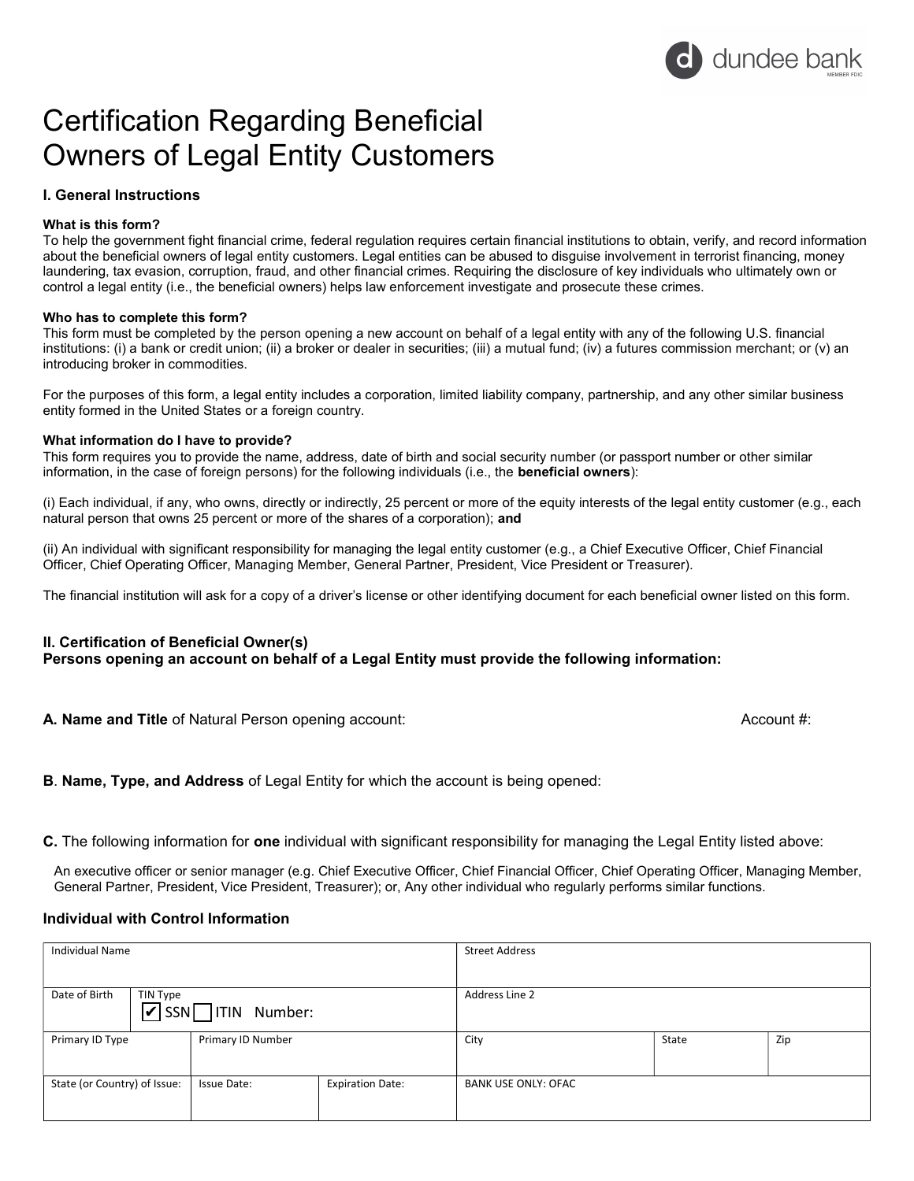dundee bank
MEMBER FDIC

# Certification Regarding Beneficial Owners of Legal Entity Customers

## I. General Instructions

**What is this form?**
To help the government fight financial crime, federal regulation requires certain financial institutions to obtain, verify, and record information about the beneficial owners of legal entity customers. Legal entities can be abused to disguise involvement in terrorist financing, money laundering, tax evasion, corruption, fraud, and other financial crimes. Requiring the disclosure of key individuals who ultimately own or control a legal entity (i.e., the beneficial owners) helps law enforcement investigate and prosecute these crimes.

**Who has to complete this form?**
This form must be completed by the person opening a new account on behalf of a legal entity with any of the following U.S. financial institutions: (i) a bank or credit union; (ii) a broker or dealer in securities; (iii) a mutual fund; (iv) a futures commission merchant; or (v) an introducing broker in commodities.

For the purposes of this form, a legal entity includes a corporation, limited liability company, partnership, and any other similar business entity formed in the United States or a foreign country.

**What information do I have to provide?**
This form requires you to provide the name, address, date of birth and social security number (or passport number or other similar information, in the case of foreign persons) for the following individuals (i.e., the **beneficial owners**):

(i) Each individual, if any, who owns, directly or indirectly, 25 percent or more of the equity interests of the legal entity customer (e.g., each natural person that owns 25 percent or more of the shares of a corporation); **and**

(ii) An individual with significant responsibility for managing the legal entity customer (e.g., a Chief Executive Officer, Chief Financial Officer, Chief Operating Officer, Managing Member, General Partner, President, Vice President or Treasurer).

The financial institution will ask for a copy of a driver's license or other identifying document for each beneficial owner listed on this form.

## II. Certification of Beneficial Owner(s)
**Persons opening an account on behalf of a Legal Entity must provide the following information:**

**A. Name and Title** of Natural Person opening account: Account #:

**B**. **Name, Type, and Address** of Legal Entity for which the account is being opened:

**C.** The following information for **one** individual with significant responsibility for managing the Legal Entity listed above:

An executive officer or senior manager (e.g. Chief Executive Officer, Chief Financial Officer, Chief Operating Officer, Managing Member, General Partner, President, Vice President, Treasurer); or, Any other individual who regularly performs similar functions.

### Individual with Control Information

| Individual Name | | | Street Address | | |
|---|---|---|---|---|---|
| Date of Birth | TIN Type ☑ SSN ☐ ITIN Number: | | Address Line 2 | | |
| Primary ID Type | Primary ID Number | | City | State | Zip |
| State (or Country) of Issue: | Issue Date: | Expiration Date: | BANK USE ONLY: OFAC | | |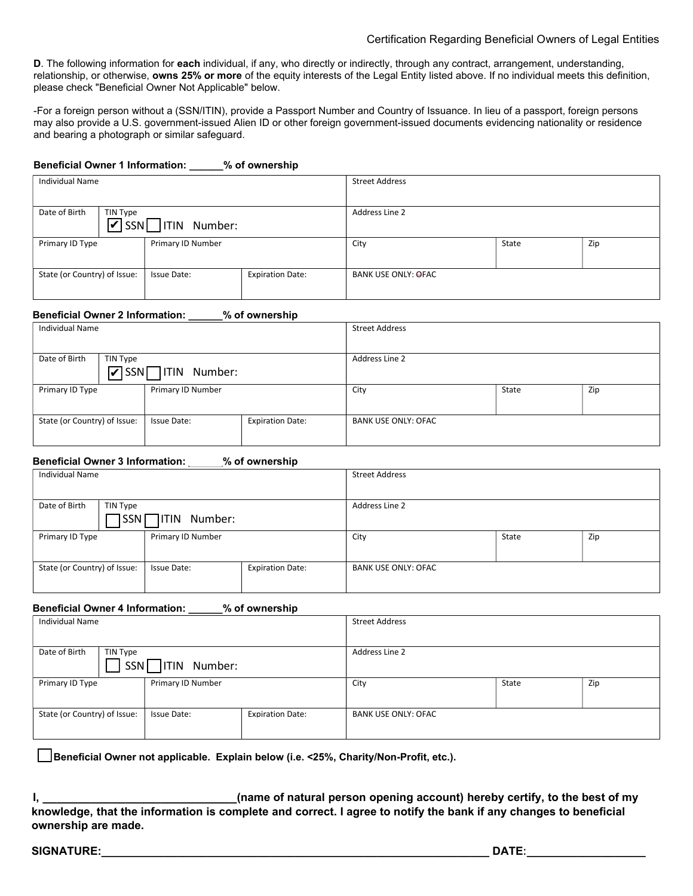Certification Regarding Beneficial Owners of Legal Entities

**D**. The following information for **each** individual, if any, who directly or indirectly, through any contract, arrangement, understanding, relationship, or otherwise, **owns 25% or more** of the equity interests of the Legal Entity listed above. If no individual meets this definition, please check "Beneficial Owner Not Applicable" below.

-For a foreign person without a (SSN/ITIN), provide a Passport Number and Country of Issuance. In lieu of a passport, foreign persons may also provide a U.S. government-issued Alien ID or other foreign government-issued documents evidencing nationality or residence and bearing a photograph or similar safeguard.

**Beneficial Owner 1 Information: ______% of ownership**

| | | | | | |
|---|---|---|---|---|---|
| Individual Name | | | Street Address | | |
| Date of Birth | TIN Type ☑ SSN ☐ ITIN Number: | | Address Line 2 | | |
| Primary ID Type | Primary ID Number | | City | State | Zip |
| State (or Country) of Issue: | Issue Date: | Expiration Date: | BANK USE ONLY: OFAC | | |

**Beneficial Owner 2 Information: ______% of ownership**

| | | | | | |
|---|---|---|---|---|---|
| Individual Name | | | Street Address | | |
| Date of Birth | TIN Type ☑ SSN ☐ ITIN Number: | | Address Line 2 | | |
| Primary ID Type | Primary ID Number | | City | State | Zip |
| State (or Country) of Issue: | Issue Date: | Expiration Date: | BANK USE ONLY: OFAC | | |

**Beneficial Owner 3 Information: ______% of ownership**

| | | | | | |
|---|---|---|---|---|---|
| Individual Name | | | Street Address | | |
| Date of Birth | TIN Type ☐ SSN ☐ ITIN Number: | | Address Line 2 | | |
| Primary ID Type | Primary ID Number | | City | State | Zip |
| State (or Country) of Issue: | Issue Date: | Expiration Date: | BANK USE ONLY: OFAC | | |

**Beneficial Owner 4 Information: ______% of ownership**

| | | | | | |
|---|---|---|---|---|---|
| Individual Name | | | Street Address | | |
| Date of Birth | TIN Type ☐ SSN ☐ ITIN Number: | | Address Line 2 | | |
| Primary ID Type | Primary ID Number | | City | State | Zip |
| State (or Country) of Issue: | Issue Date: | Expiration Date: | BANK USE ONLY: OFAC | | |

☐ **Beneficial Owner not applicable. Explain below (i.e. <25%, Charity/Non-Profit, etc.).**

**I, ______________________________(name of natural person opening account) hereby certify, to the best of my knowledge, that the information is complete and correct. I agree to notify the bank if any changes to beneficial ownership are made.**

**SIGNATURE:_________________________________________________________________ DATE:___________________**